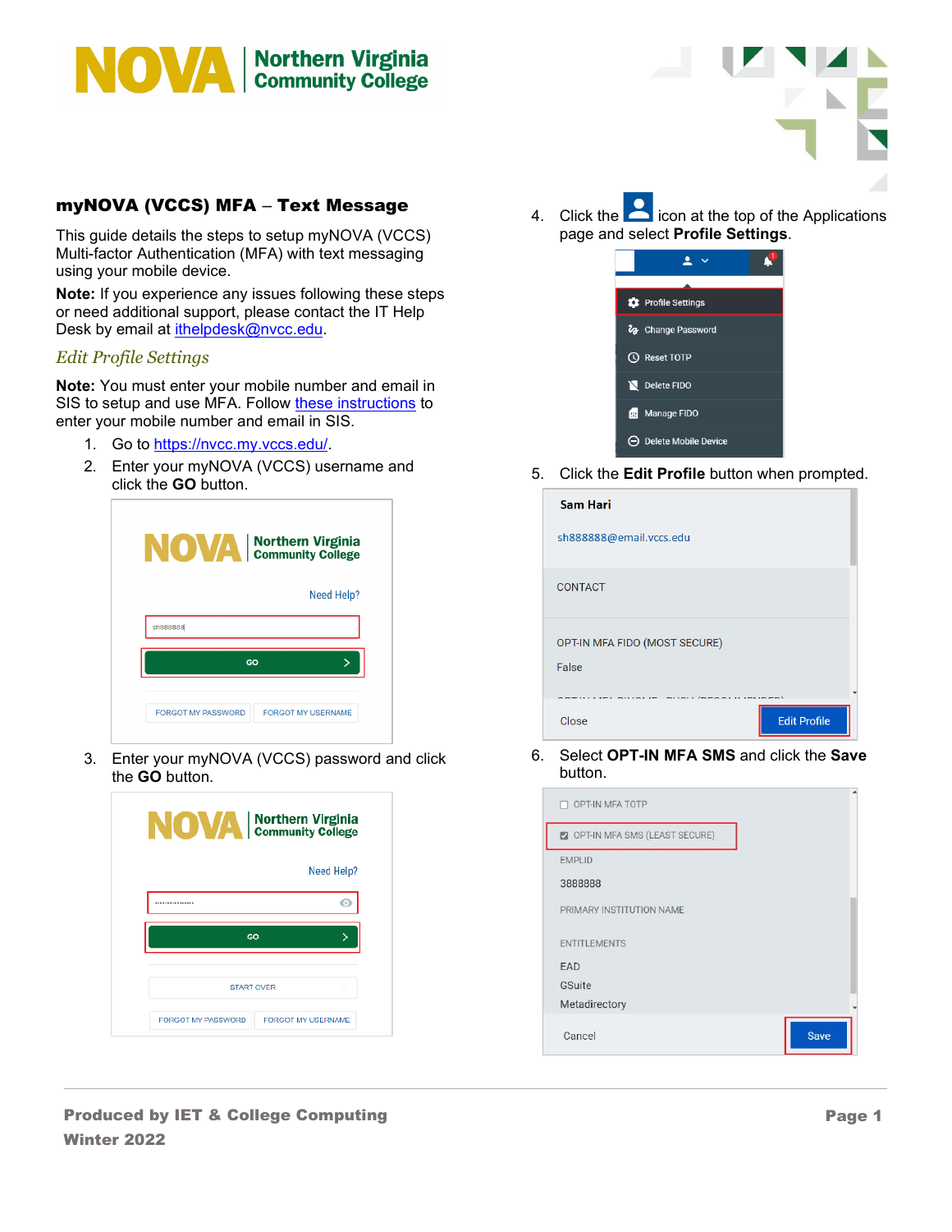## myNOVA (VCCS) MFA – Text Message

This guide details the steps to setup myNOVA (VCCS) Multi-factor Authentication (MFA) with text messaging using your mobile device.

**Note:** If you experience any issues following these steps or need additional support, please contact the IT Help Desk by email at ithelpdesk@nvcc.edu.

### *Edit Profile Settings*

**Note:** You must enter your mobile number and email in SIS to setup and use MFA. Follow these instructions to enter your mobile number and email in SIS.

1. Go to https://nvcc.my.vccs.edu/.
2. Enter your myNOVA (VCCS) username and click the **GO** button.
3. Enter your myNOVA (VCCS) password and click the **GO** button.
4. Click the icon at the top of the Applications page and select **Profile Settings**.
5. Click the **Edit Profile** button when prompted.
6. Select **OPT-IN MFA SMS** and click the **Save** button.

**Produced by IET & College Computing**
**Winter 2022**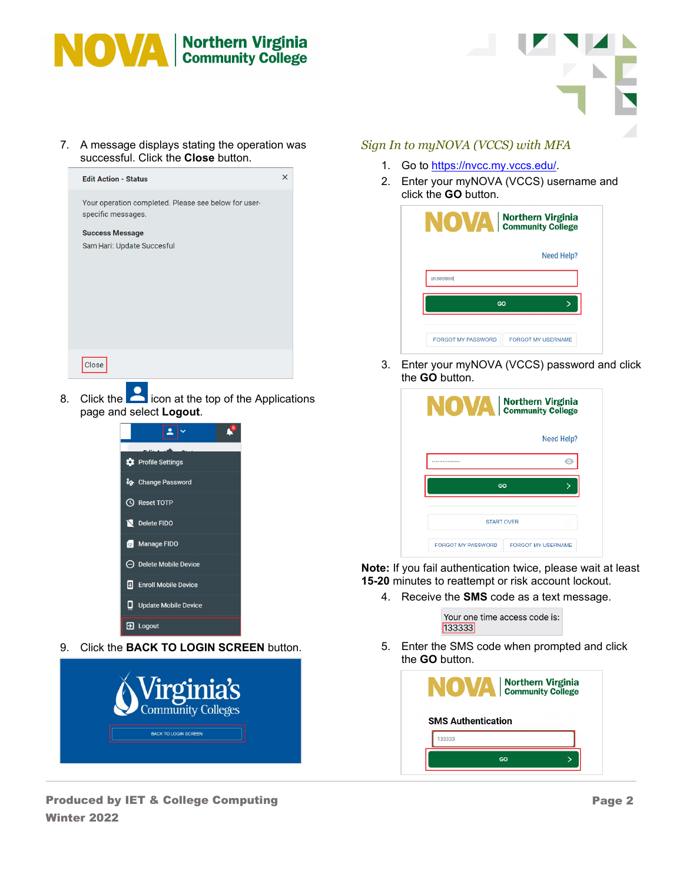7. A message displays stating the operation was successful. Click the **Close** button.

Edit Action - Status

Your operation completed. Please see below for user-specific messages.

**Success Message**

Sam Hari: Update Succesful

Close

8. Click the icon at the top of the Applications page and select **Logout**.

Profile Settings
Change Password
Reset TOTP
Delete FIDO
Manage FIDO
Delete Mobile Device
Enroll Mobile Device
Update Mobile Device
Logout

9. Click the **BACK TO LOGIN SCREEN** button.

BACK TO LOGIN SCREEN

## *Sign In to myNOVA (VCCS) with MFA*

1. Go to https://nvcc.my.vccs.edu/.
2. Enter your myNOVA (VCCS) username and click the **GO** button.
3. Enter your myNOVA (VCCS) password and click the **GO** button.

**Note:** If you fail authentication twice, please wait at least **15-20** minutes to reattempt or risk account lockout.

4. Receive the **SMS** code as a text message.

Your one time access code is: 133333

5. Enter the SMS code when prompted and click the **GO** button.

SMS Authentication

133333

GO